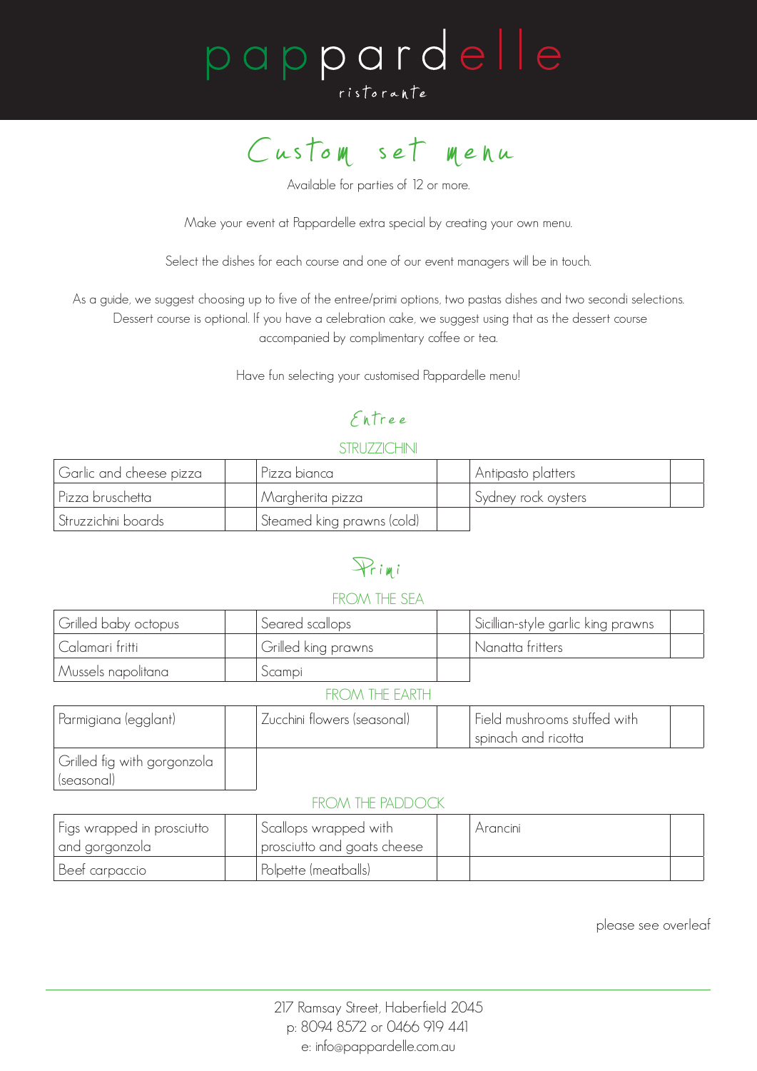# pappardelle

ristorante

## Custom set menu

Available for parties of 12 or more.

Make your event at Pappardelle extra special by creating your own menu.

Select the dishes for each course and one of our event managers will be in touch.

As a guide, we suggest choosing up to five of the entree/primi options, two pastas dishes and two secondi selections. Dessert course is optional. If you have a celebration cake, we suggest using that as the dessert course accompanied by complimentary coffee or tea.

Have fun selecting your customised Pappardelle menu!

## Entree

### STRUZZICHINI

| | | | | | |
|---|---|---|---|---|---|
| Garlic and cheese pizza | | Pizza bianca | | Antipasto platters | |
| Pizza bruschetta | | Margherita pizza | | Sydney rock oysters | |
| Struzzichini boards | | Steamed king prawns (cold) | | | |

## Primi

### FROM THE SEA

| | | | | | |
|---|---|---|---|---|---|
| Grilled baby octopus | | Seared scallops | | Sicillian-style garlic king prawns | |
| Calamari fritti | | Grilled king prawns | | Nanatta fritters | |
| Mussels napolitana | | Scampi | | | |

### FROM THE EARTH

| | | | | | |
|---|---|---|---|---|---|
| Parmigiana (egglant) | | Zucchini flowers (seasonal) | | Field mushrooms stuffed with spinach and ricotta | |
| Grilled fig with gorgonzola (seasonal) | | | | | |

### FROM THE PADDOCK

| | | | | | |
|---|---|---|---|---|---|
| Figs wrapped in prosciutto and gorgonzola | | Scallops wrapped with prosciutto and goats cheese | | Arancini | |
| Beef carpaccio | | Polpette (meatballs) | | | |

please see overleaf

217 Ramsay Street, Haberfield 2045
p: 8094 8572 or 0466 919 441
e: info@pappardelle.com.au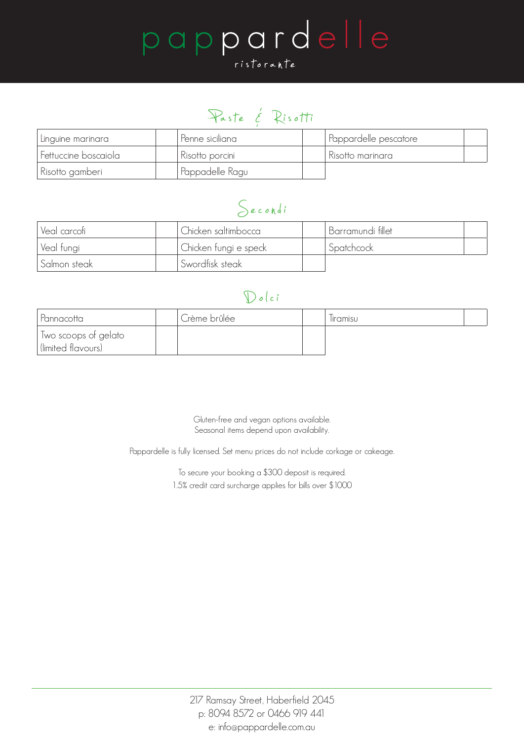# pappardelle

ristorante

## Paste & Risotti

| | | | | | |
|---|---|---|---|---|---|
| Linguine marinara | | Penne siciliana | | Pappardelle pescatore | |
| Fettuccine boscaiola | | Risotto porcini | | Risotto marinara | |
| Risotto gamberi | | Pappadelle Ragu | | | |

## Secondi

| | | | | | |
|---|---|---|---|---|---|
| Veal carcofi | | Chicken saltimbocca | | Barramundi fillet | |
| Veal fungi | | Chicken fungi e speck | | Spatchcock | |
| Salmon steak | | Swordfisk steak | | | |

## Dolci

| | | | | | |
|---|---|---|---|---|---|
| Pannacotta | | Crème brûlée | | Tiramisu | |
| Two scoops of gelato (limited flavours) | | | | | |

Gluten-free and vegan options available.
Seasonal items depend upon availability.

Pappardelle is fully licensed. Set menu prices do not include corkage or cakeage.

To secure your booking a $300 deposit is required.
1.5% credit card surcharge applies for bills over $1000

217 Ramsay Street, Haberfield 2045
p: 8094 8572 or 0466 919 441
e: info@pappardelle.com.au